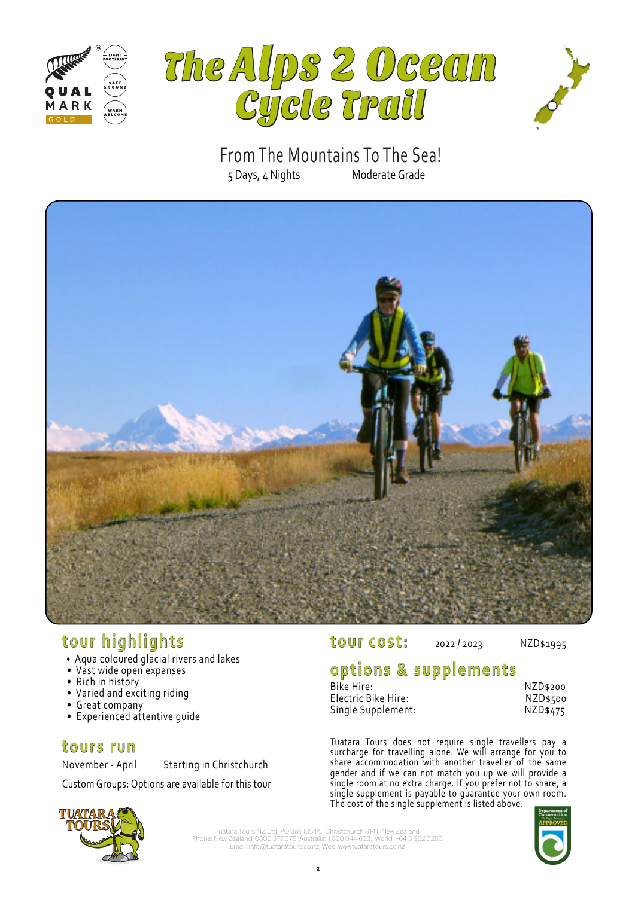# The Alps 2 Ocean Cycle Trail

From The Mountains To The Sea!

5 Days, 4 Nights — Moderate Grade

## tour highlights

- Aqua coloured glacial rivers and lakes
- Vast wide open expanses
- Rich in history
- Varied and exciting riding
- Great company
- Experienced attentive guide

## tours run

November - April — Starting in Christchurch

Custom Groups: Options are available for this tour

## tour cost:

2022 / 2023 — NZD$1995

## options & supplements

| | |
|---|---|
| Bike Hire: | NZD$200 |
| Electric Bike Hire: | NZD$500 |
| Single Supplement: | NZD$475 |

Tuatara Tours does not require single travellers pay a surcharge for travelling alone. We will arrange for you to share accommodation with another traveller of the same gender and if we can not match you up we will provide a single room at no extra charge. If you prefer not to share, a single supplement is payable to guarantee your own room. The cost of the single supplement is listed above.

Tuatara Tours NZ Ltd, PO Box 13544, Christchurch 8141, New Zealand
Phone: New Zealand: 0800 377 378, Australia: 1 800 044 633, World: +64 3 962 3280
Email: info@tuataratours.co.nz, Web: www.tuataratours.co.nz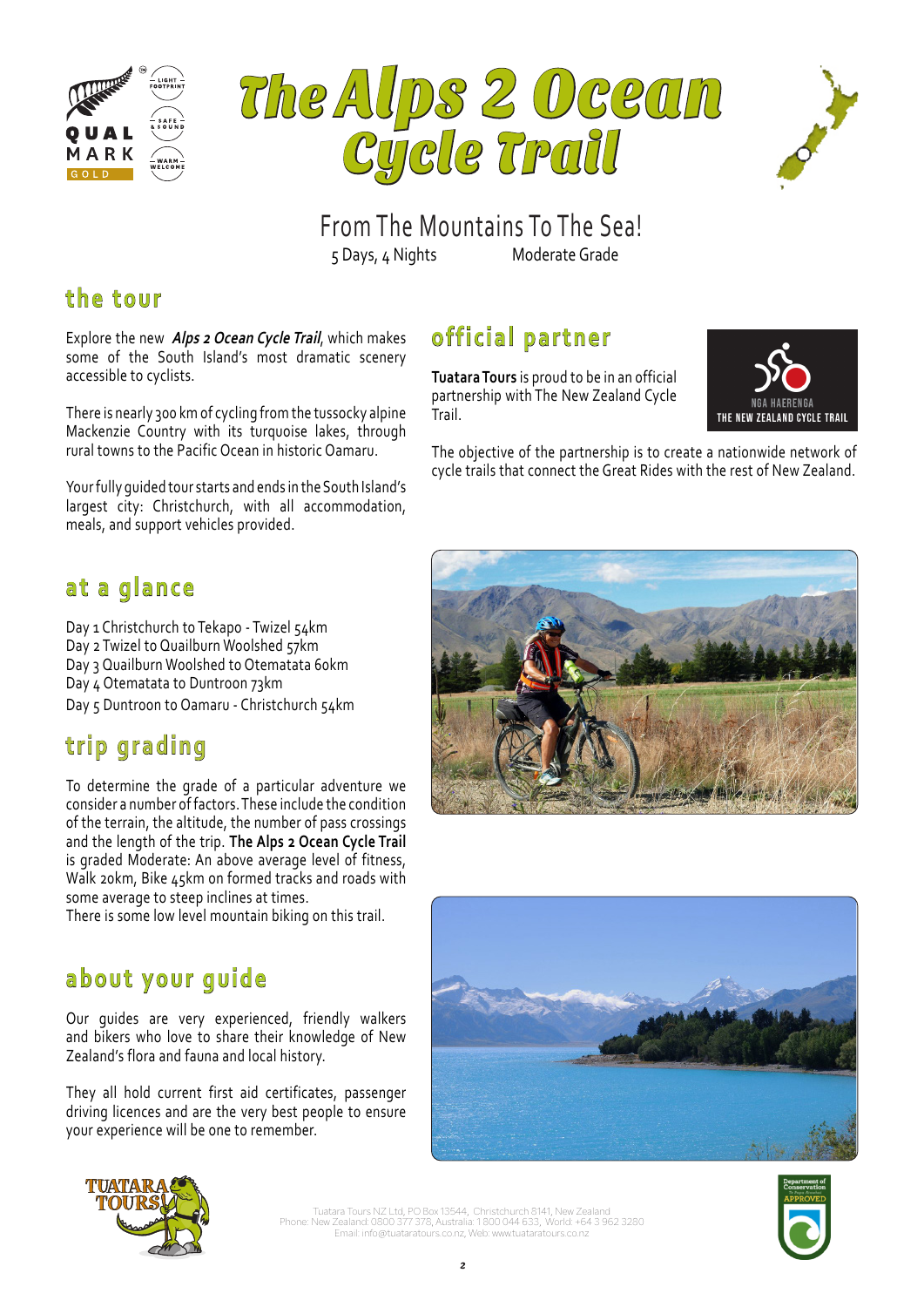# The Alps 2 Ocean Cycle Trail

From The Mountains To The Sea!

5 Days, 4 Nights        Moderate Grade

## the tour

Explore the new ***Alps 2 Ocean Cycle Trail***, which makes some of the South Island's most dramatic scenery accessible to cyclists.

There is nearly 300 km of cycling from the tussocky alpine Mackenzie Country with its turquoise lakes, through rural towns to the Pacific Ocean in historic Oamaru.

Your fully guided tour starts and ends in the South Island's largest city: Christchurch, with all accommodation, meals, and support vehicles provided.

## at a glance

Day 1 Christchurch to Tekapo - Twizel 54km
Day 2 Twizel to Quailburn Woolshed 57km
Day 3 Quailburn Woolshed to Otematata 60km
Day 4 Otematata to Duntroon 73km
Day 5 Duntroon to Oamaru - Christchurch 54km

## trip grading

To determine the grade of a particular adventure we consider a number of factors. These include the condition of the terrain, the altitude, the number of pass crossings and the length of the trip. **The Alps 2 Ocean Cycle Trail** is graded Moderate: An above average level of fitness, Walk 20km, Bike 45km on formed tracks and roads with some average to steep inclines at times.
There is some low level mountain biking on this trail.

## about your guide

Our guides are very experienced, friendly walkers and bikers who love to share their knowledge of New Zealand's flora and fauna and local history.

They all hold current first aid certificates, passenger driving licences and are the very best people to ensure your experience will be one to remember.

## official partner

**Tuatara Tours** is proud to be in an official partnership with The New Zealand Cycle Trail.

NGA HAERENGA
THE NEW ZEALAND CYCLE TRAIL

The objective of the partnership is to create a nationwide network of cycle trails that connect the Great Rides with the rest of New Zealand.

Tuatara Tours NZ Ltd, PO Box 13544, Christchurch 8141, New Zealand
Phone: New Zealand: 0800 377 378, Australia: 1 800 044 633, World: +64 3 962 3280
Email: info@tuataratours.co.nz, Web: www.tuataratours.co.nz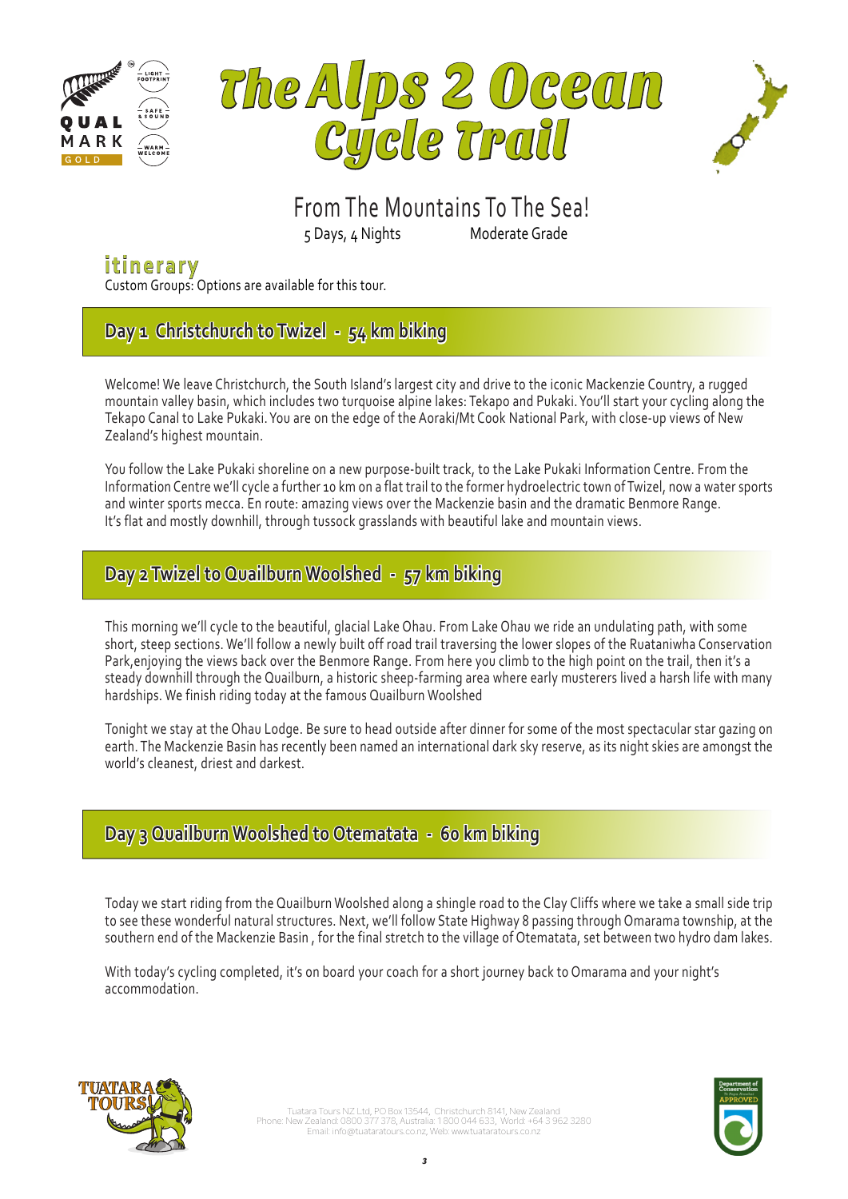# The Alps 2 Ocean Cycle Trail

## From The Mountains To The Sea!

5 Days, 4 Nights　　　　Moderate Grade

## itinerary

Custom Groups: Options are available for this tour.

### Day 1 Christchurch to Twizel - 54 km biking

Welcome! We leave Christchurch, the South Island's largest city and drive to the iconic Mackenzie Country, a rugged mountain valley basin, which includes two turquoise alpine lakes: Tekapo and Pukaki. You'll start your cycling along the Tekapo Canal to Lake Pukaki. You are on the edge of the Aoraki/Mt Cook National Park, with close-up views of New Zealand's highest mountain.

You follow the Lake Pukaki shoreline on a new purpose-built track, to the Lake Pukaki Information Centre. From the Information Centre we'll cycle a further 10 km on a flat trail to the former hydroelectric town of Twizel, now a water sports and winter sports mecca. En route: amazing views over the Mackenzie basin and the dramatic Benmore Range. It's flat and mostly downhill, through tussock grasslands with beautiful lake and mountain views.

### Day 2 Twizel to Quailburn Woolshed - 57 km biking

This morning we'll cycle to the beautiful, glacial Lake Ohau. From Lake Ohau we ride an undulating path, with some short, steep sections. We'll follow a newly built off road trail traversing the lower slopes of the Ruataniwha Conservation Park,enjoying the views back over the Benmore Range. From here you climb to the high point on the trail, then it's a steady downhill through the Quailburn, a historic sheep-farming area where early musterers lived a harsh life with many hardships. We finish riding today at the famous Quailburn Woolshed

Tonight we stay at the Ohau Lodge. Be sure to head outside after dinner for some of the most spectacular star gazing on earth. The Mackenzie Basin has recently been named an international dark sky reserve, as its night skies are amongst the world's cleanest, driest and darkest.

### Day 3 Quailburn Woolshed to Otematata - 60 km biking

Today we start riding from the Quailburn Woolshed along a shingle road to the Clay Cliffs where we take a small side trip to see these wonderful natural structures. Next, we'll follow State Highway 8 passing through Omarama township, at the southern end of the Mackenzie Basin , for the final stretch to the village of Otematata, set between two hydro dam lakes.

With today's cycling completed, it's on board your coach for a short journey back to Omarama and your night's accommodation.

Tuatara Tours NZ Ltd, PO Box 13544, Christchurch 8141, New Zealand
Phone: New Zealand: 0800 377 378, Australia: 1 800 044 633, World: +64 3 962 3280
Email: info@tuataratours.co.nz, Web: www.tuataratours.co.nz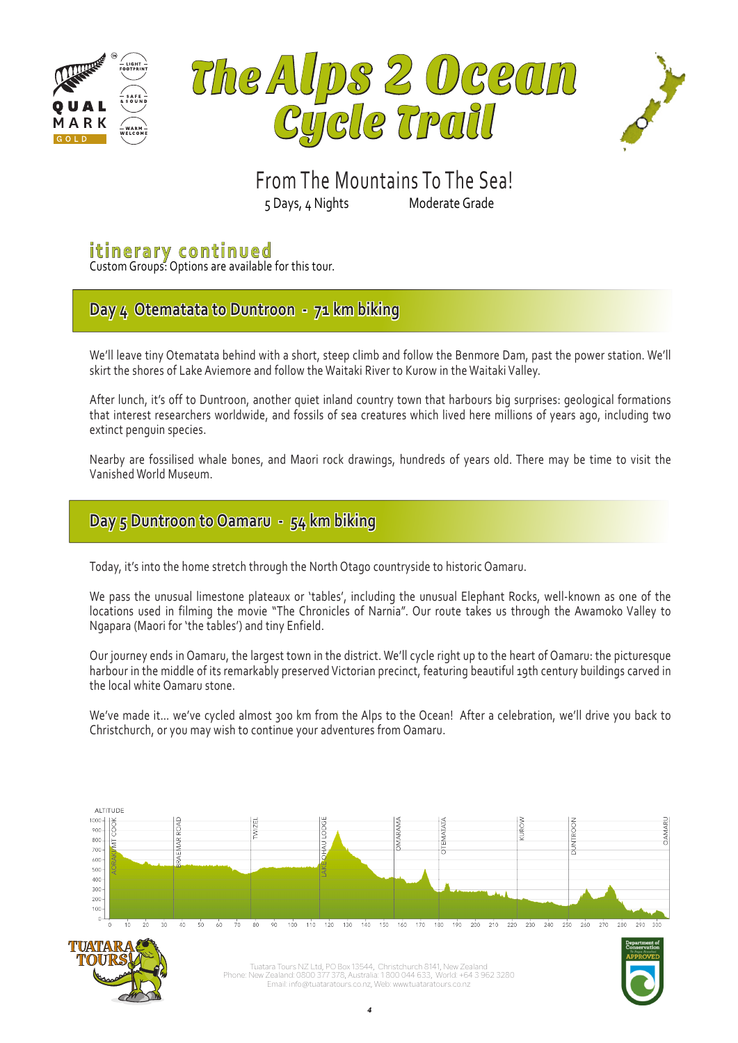# The Alps 2 Ocean Cycle Trail

From The Mountains To The Sea!

5 Days, 4 Nights Moderate Grade

## itinerary continued

Custom Groups: Options are available for this tour.

### Day 4 Otematata to Duntroon - 71 km biking

We'll leave tiny Otematata behind with a short, steep climb and follow the Benmore Dam, past the power station. We'll skirt the shores of Lake Aviemore and follow the Waitaki River to Kurow in the Waitaki Valley.

After lunch, it's off to Duntroon, another quiet inland country town that harbours big surprises: geological formations that interest researchers worldwide, and fossils of sea creatures which lived here millions of years ago, including two extinct penguin species.

Nearby are fossilised whale bones, and Maori rock drawings, hundreds of years old. There may be time to visit the Vanished World Museum.

### Day 5 Duntroon to Oamaru - 54 km biking

Today, it's into the home stretch through the North Otago countryside to historic Oamaru.

We pass the unusual limestone plateaux or 'tables', including the unusual Elephant Rocks, well-known as one of the locations used in filming the movie "The Chronicles of Narnia". Our route takes us through the Awamoko Valley to Ngapara (Maori for 'the tables') and tiny Enfield.

Our journey ends in Oamaru, the largest town in the district. We'll cycle right up to the heart of Oamaru: the picturesque harbour in the middle of its remarkably preserved Victorian precinct, featuring beautiful 19th century buildings carved in the local white Oamaru stone.

We've made it... we've cycled almost 300 km from the Alps to the Ocean! After a celebration, we'll drive you back to Christchurch, or you may wish to continue your adventures from Oamaru.

Tuatara Tours NZ Ltd, PO Box 13544, Christchurch 8141, New Zealand
Phone: New Zealand: 0800 377 378, Australia: 1 800 044 633, World: +64 3 962 3280
Email: info@tuataratours.co.nz, Web: www.tuataratours.co.nz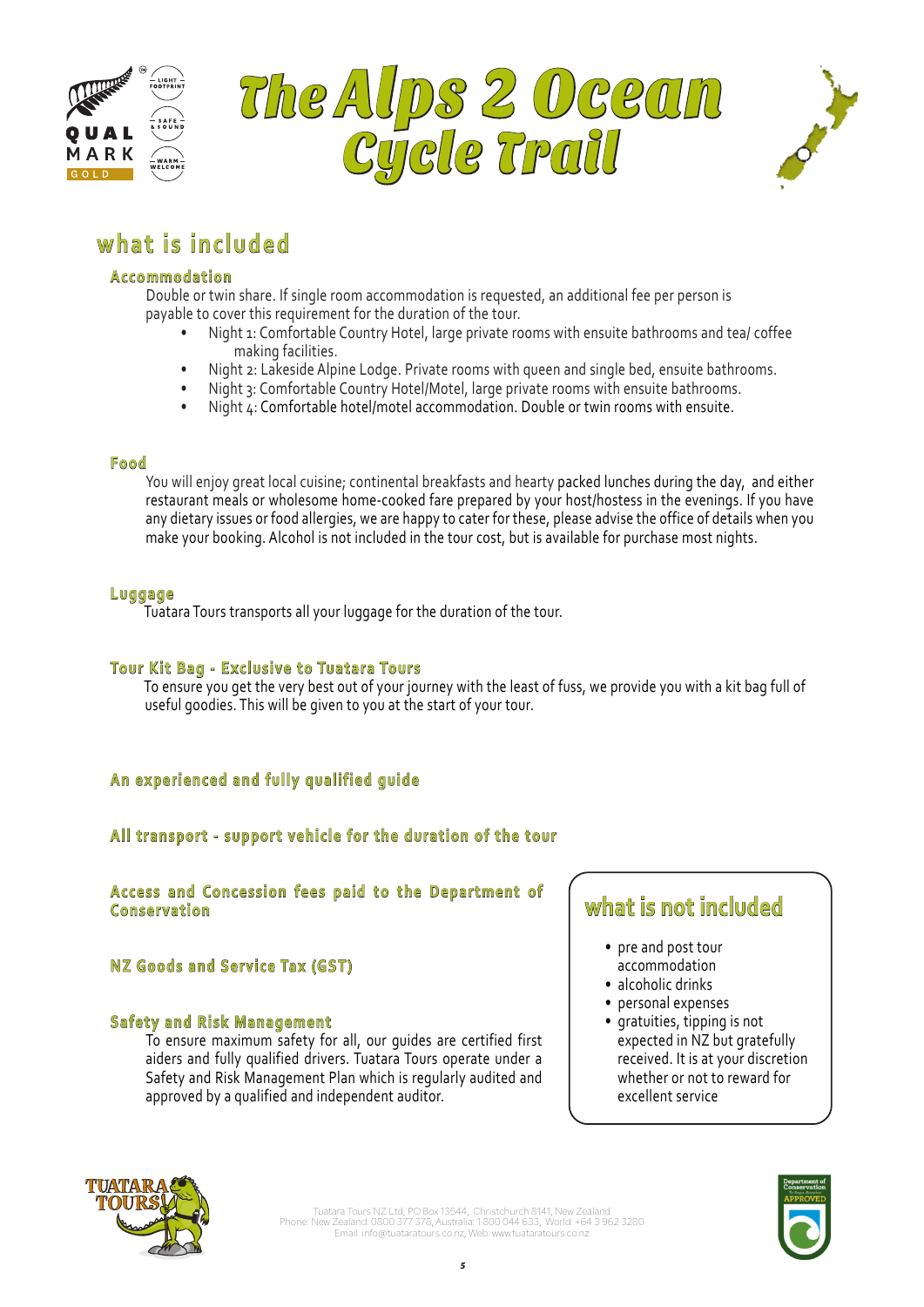# The Alps 2 Ocean Cycle Trail

## what is included

### Accommodation

Double or twin share. If single room accommodation is requested, an additional fee per person is payable to cover this requirement for the duration of the tour.

- Night 1: Comfortable Country Hotel, large private rooms with ensuite bathrooms and tea/ coffee making facilities.
- Night 2: Lakeside Alpine Lodge. Private rooms with queen and single bed, ensuite bathrooms.
- Night 3: Comfortable Country Hotel/Motel, large private rooms with ensuite bathrooms.
- Night 4: Comfortable hotel/motel accommodation. Double or twin rooms with ensuite.

### Food

You will enjoy great local cuisine; continental breakfasts and hearty packed lunches during the day, and either restaurant meals or wholesome home-cooked fare prepared by your host/hostess in the evenings. If you have any dietary issues or food allergies, we are happy to cater for these, please advise the office of details when you make your booking. Alcohol is not included in the tour cost, but is available for purchase most nights.

### Luggage

Tuatara Tours transports all your luggage for the duration of the tour.

### Tour Kit Bag - Exclusive to Tuatara Tours

To ensure you get the very best out of your journey with the least of fuss, we provide you with a kit bag full of useful goodies. This will be given to you at the start of your tour.

### An experienced and fully qualified guide

### All transport - support vehicle for the duration of the tour

### Access and Concession fees paid to the Department of Conservation

### NZ Goods and Service Tax (GST)

### Safety and Risk Management

To ensure maximum safety for all, our guides are certified first aiders and fully qualified drivers. Tuatara Tours operate under a Safety and Risk Management Plan which is regularly audited and approved by a qualified and independent auditor.

## what is not included

- pre and post tour accommodation
- alcoholic drinks
- personal expenses
- gratuities, tipping is not expected in NZ but gratefully received. It is at your discretion whether or not to reward for excellent service

Tuatara Tours NZ Ltd, PO Box 13544, Christchurch 8141, New Zealand
Phone: New Zealand: 0800 377 378, Australia: 1 800 044 633, World: +64 3 962 3280
Email: info@tuataratours.co.nz, Web: www.tuataratours.co.nz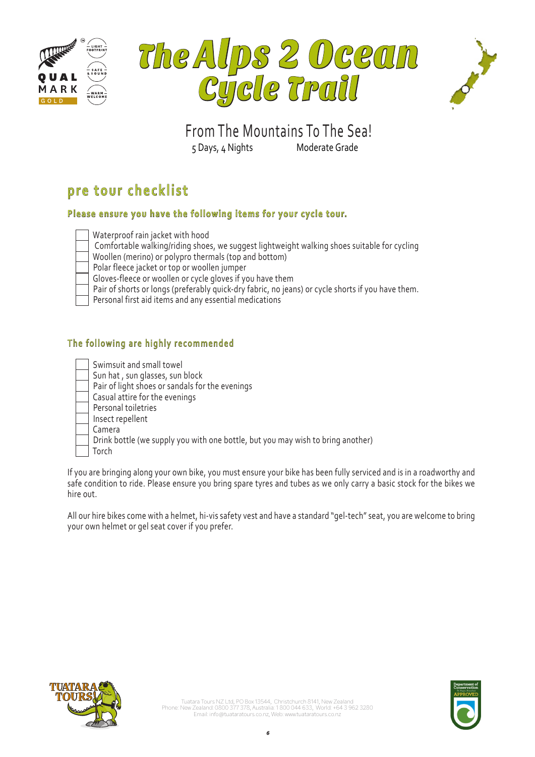# The Alps 2 Ocean Cycle Trail

From The Mountains To The Sea!

5 Days, 4 Nights    Moderate Grade

## pre tour checklist

### Please ensure you have the following items for your cycle tour.

- [ ] Waterproof rain jacket with hood
- [ ] Comfortable walking/riding shoes, we suggest lightweight walking shoes suitable for cycling
- [ ] Woollen (merino) or polypro thermals (top and bottom)
- [ ] Polar fleece jacket or top or woollen jumper
- [ ] Gloves-fleece or woollen or cycle gloves if you have them
- [ ] Pair of shorts or longs (preferably quick-dry fabric, no jeans) or cycle shorts if you have them.
- [ ] Personal first aid items and any essential medications

### The following are highly recommended

- [ ] Swimsuit and small towel
- [ ] Sun hat , sun glasses, sun block
- [ ] Pair of light shoes or sandals for the evenings
- [ ] Casual attire for the evenings
- [ ] Personal toiletries
- [ ] Insect repellent
- [ ] Camera
- [ ] Drink bottle (we supply you with one bottle, but you may wish to bring another)
- [ ] Torch

If you are bringing along your own bike, you must ensure your bike has been fully serviced and is in a roadworthy and safe condition to ride. Please ensure you bring spare tyres and tubes as we only carry a basic stock for the bikes we hire out.

All our hire bikes come with a helmet, hi-vis safety vest and have a standard "gel-tech" seat, you are welcome to bring your own helmet or gel seat cover if you prefer.

Tuatara Tours NZ Ltd, PO Box 13544, Christchurch 8141, New Zealand
Phone: New Zealand: 0800 377 378, Australia: 1 800 044 633, World: +64 3 962 3280
Email: info@tuataratours.co.nz, Web: www.tuataratours.co.nz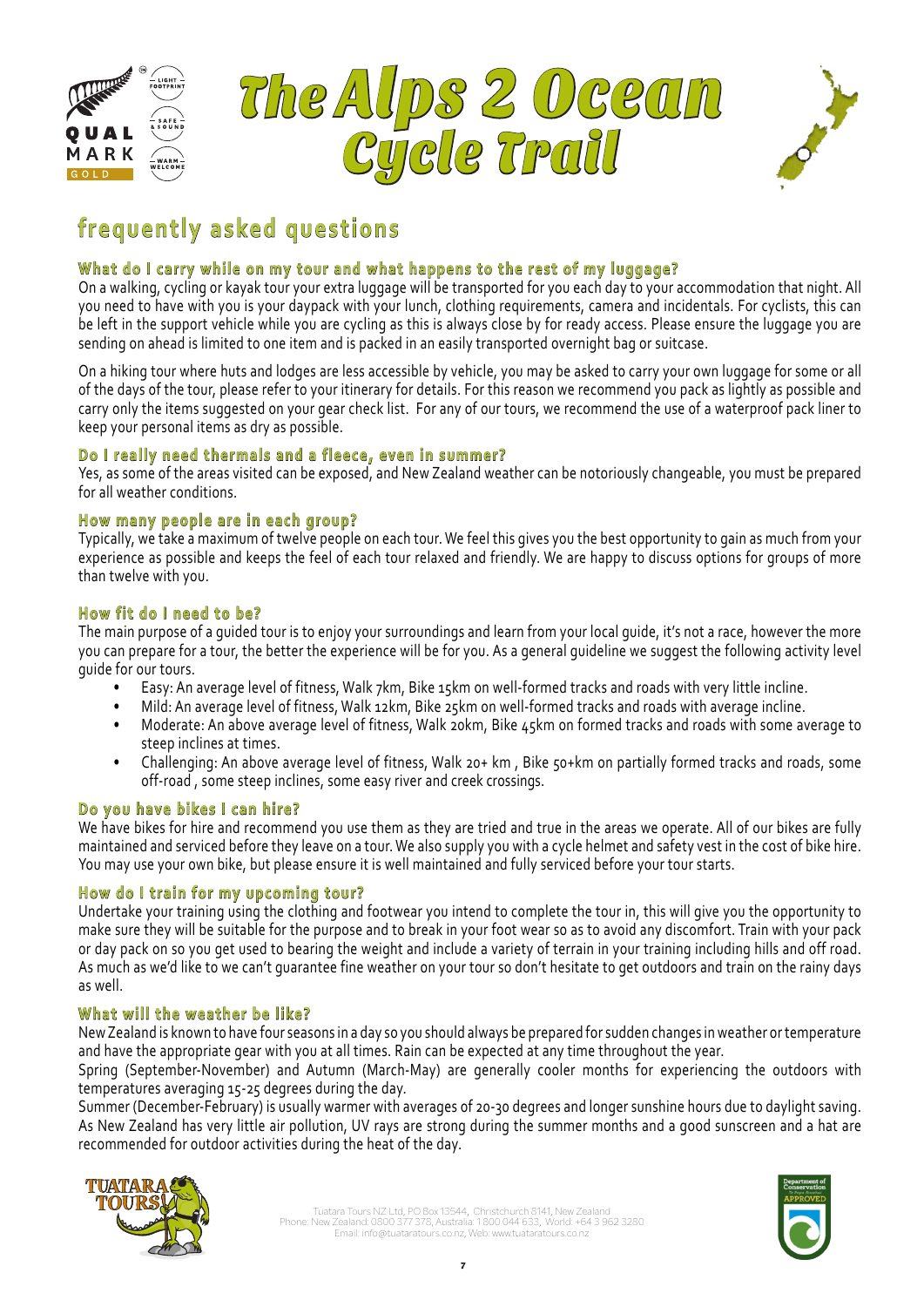# The Alps 2 Ocean Cycle Trail

## frequently asked questions

### What do I carry while on my tour and what happens to the rest of my luggage?

On a walking, cycling or kayak tour your extra luggage will be transported for you each day to your accommodation that night. All you need to have with you is your daypack with your lunch, clothing requirements, camera and incidentals. For cyclists, this can be left in the support vehicle while you are cycling as this is always close by for ready access. Please ensure the luggage you are sending on ahead is limited to one item and is packed in an easily transported overnight bag or suitcase.

On a hiking tour where huts and lodges are less accessible by vehicle, you may be asked to carry your own luggage for some or all of the days of the tour, please refer to your itinerary for details. For this reason we recommend you pack as lightly as possible and carry only the items suggested on your gear check list. For any of our tours, we recommend the use of a waterproof pack liner to keep your personal items as dry as possible.

### Do I really need thermals and a fleece, even in summer?

Yes, as some of the areas visited can be exposed, and New Zealand weather can be notoriously changeable, you must be prepared for all weather conditions.

### How many people are in each group?

Typically, we take a maximum of twelve people on each tour. We feel this gives you the best opportunity to gain as much from your experience as possible and keeps the feel of each tour relaxed and friendly. We are happy to discuss options for groups of more than twelve with you.

### How fit do I need to be?

The main purpose of a guided tour is to enjoy your surroundings and learn from your local guide, it's not a race, however the more you can prepare for a tour, the better the experience will be for you. As a general guideline we suggest the following activity level guide for our tours.

- Easy: An average level of fitness, Walk 7km, Bike 15km on well-formed tracks and roads with very little incline.
- Mild: An average level of fitness, Walk 12km, Bike 25km on well-formed tracks and roads with average incline.
- Moderate: An above average level of fitness, Walk 20km, Bike 45km on formed tracks and roads with some average to steep inclines at times.
- Challenging: An above average level of fitness, Walk 20+ km , Bike 50+km on partially formed tracks and roads, some off-road , some steep inclines, some easy river and creek crossings.

### Do you have bikes I can hire?

We have bikes for hire and recommend you use them as they are tried and true in the areas we operate. All of our bikes are fully maintained and serviced before they leave on a tour. We also supply you with a cycle helmet and safety vest in the cost of bike hire. You may use your own bike, but please ensure it is well maintained and fully serviced before your tour starts.

### How do I train for my upcoming tour?

Undertake your training using the clothing and footwear you intend to complete the tour in, this will give you the opportunity to make sure they will be suitable for the purpose and to break in your foot wear so as to avoid any discomfort. Train with your pack or day pack on so you get used to bearing the weight and include a variety of terrain in your training including hills and off road. As much as we'd like to we can't guarantee fine weather on your tour so don't hesitate to get outdoors and train on the rainy days as well.

### What will the weather be like?

New Zealand is known to have four seasons in a day so you should always be prepared for sudden changes in weather or temperature and have the appropriate gear with you at all times. Rain can be expected at any time throughout the year.

Spring (September-November) and Autumn (March-May) are generally cooler months for experiencing the outdoors with temperatures averaging 15-25 degrees during the day.

Summer (December-February) is usually warmer with averages of 20-30 degrees and longer sunshine hours due to daylight saving. As New Zealand has very little air pollution, UV rays are strong during the summer months and a good sunscreen and a hat are recommended for outdoor activities during the heat of the day.

Tuatara Tours NZ Ltd, PO Box 13544, Christchurch 8141, New Zealand
Phone: New Zealand: 0800 377 378, Australia: 1 800 044 633, World: +64 3 962 3280
Email: info@tuataratours.co.nz, Web: www.tuataratours.co.nz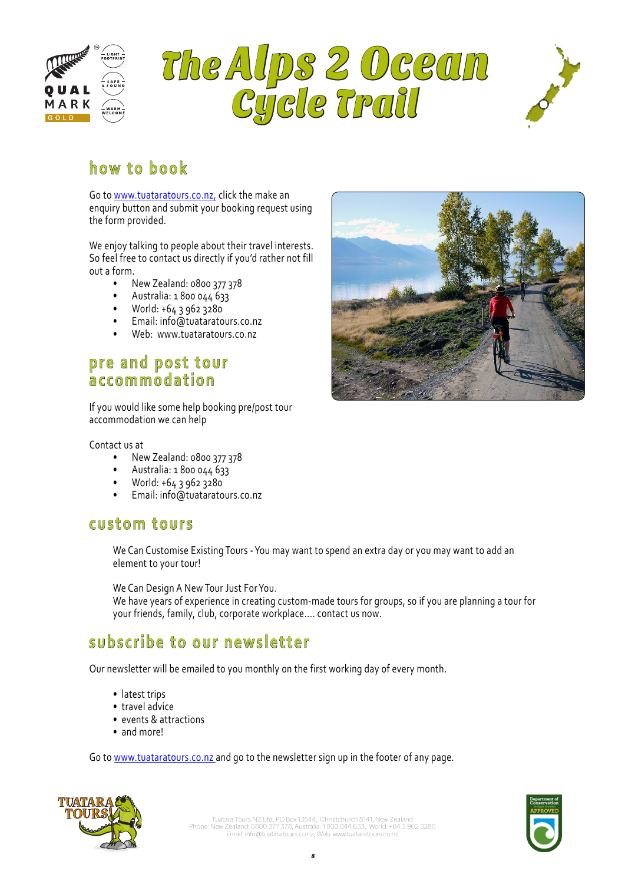# The Alps 2 Ocean Cycle Trail

## how to book

Go to www.tuataratours.co.nz, click the make an enquiry button and submit your booking request using the form provided.

We enjoy talking to people about their travel interests. So feel free to contact us directly if you'd rather not fill out a form.

- New Zealand: 0800 377 378
- Australia: 1 800 044 633
- World: +64 3 962 3280
- Email: info@tuataratours.co.nz
- Web: www.tuataratours.co.nz

## pre and post tour accommodation

If you would like some help booking pre/post tour accommodation we can help

Contact us at

- New Zealand: 0800 377 378
- Australia: 1 800 044 633
- World: +64 3 962 3280
- Email: info@tuataratours.co.nz

## custom tours

We Can Customise Existing Tours - You may want to spend an extra day or you may want to add an element to your tour!

We Can Design A New Tour Just For You.
We have years of experience in creating custom-made tours for groups, so if you are planning a tour for your friends, family, club, corporate workplace.... contact us now.

## subscribe to our newsletter

Our newsletter will be emailed to you monthly on the first working day of every month.

- latest trips
- travel advice
- events & attractions
- and more!

Go to www.tuataratours.co.nz and go to the newsletter sign up in the footer of any page.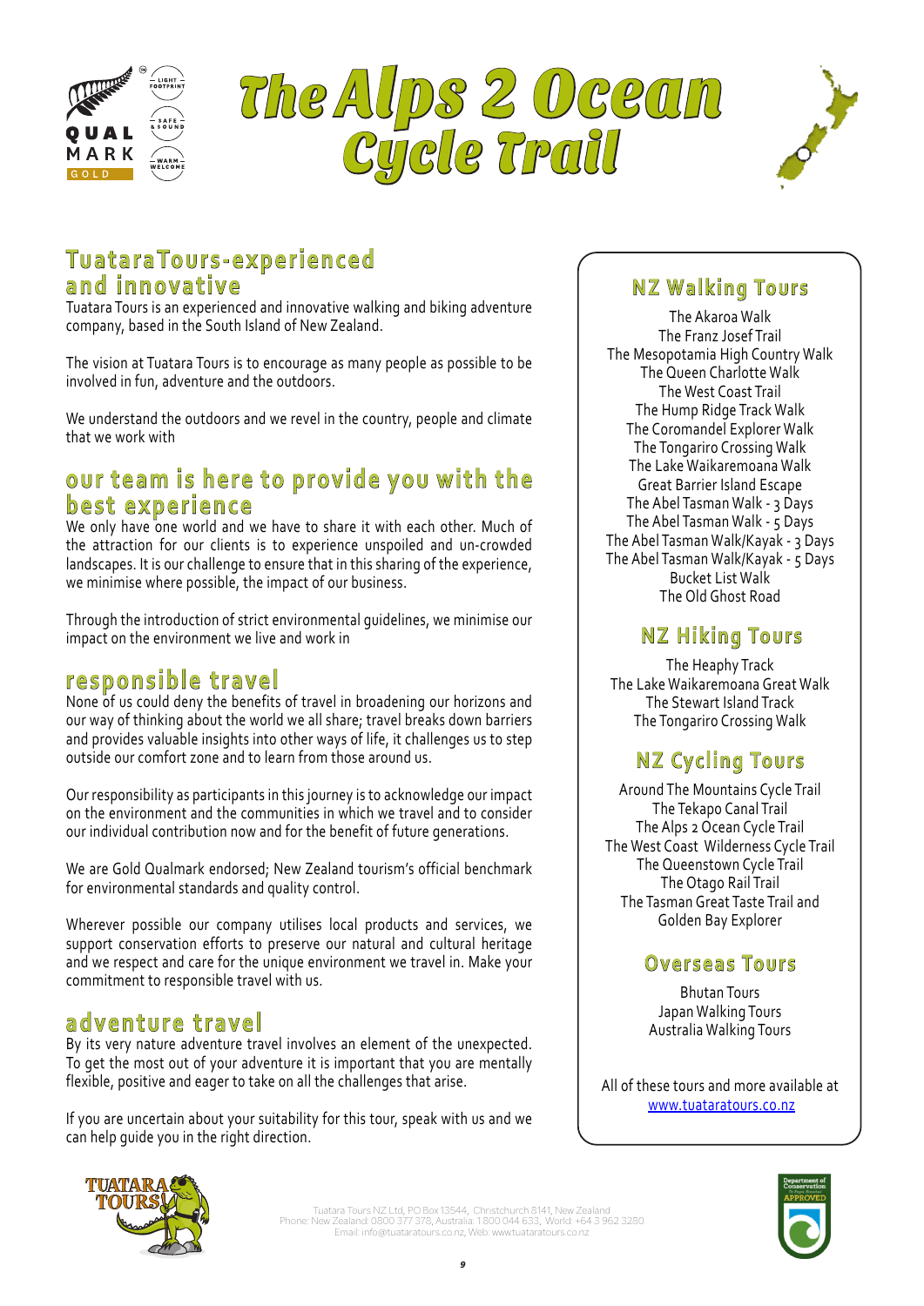# The Alps 2 Ocean Cycle Trail

## TuataraTours-experienced and innovative

Tuatara Tours is an experienced and innovative walking and biking adventure company, based in the South Island of New Zealand.

The vision at Tuatara Tours is to encourage as many people as possible to be involved in fun, adventure and the outdoors.

We understand the outdoors and we revel in the country, people and climate that we work with

## our team is here to provide you with the best experience

We only have one world and we have to share it with each other. Much of the attraction for our clients is to experience unspoiled and un-crowded landscapes. It is our challenge to ensure that in this sharing of the experience, we minimise where possible, the impact of our business.

Through the introduction of strict environmental guidelines, we minimise our impact on the environment we live and work in

## responsible travel

None of us could deny the benefits of travel in broadening our horizons and our way of thinking about the world we all share; travel breaks down barriers and provides valuable insights into other ways of life, it challenges us to step outside our comfort zone and to learn from those around us.

Our responsibility as participants in this journey is to acknowledge our impact on the environment and the communities in which we travel and to consider our individual contribution now and for the benefit of future generations.

We are Gold Qualmark endorsed; New Zealand tourism's official benchmark for environmental standards and quality control.

Wherever possible our company utilises local products and services, we support conservation efforts to preserve our natural and cultural heritage and we respect and care for the unique environment we travel in. Make your commitment to responsible travel with us.

## adventure travel

By its very nature adventure travel involves an element of the unexpected. To get the most out of your adventure it is important that you are mentally flexible, positive and eager to take on all the challenges that arise.

If you are uncertain about your suitability for this tour, speak with us and we can help guide you in the right direction.

## NZ Walking Tours

The Akaroa Walk
The Franz Josef Trail
The Mesopotamia High Country Walk
The Queen Charlotte Walk
The West Coast Trail
The Hump Ridge Track Walk
The Coromandel Explorer Walk
The Tongariro Crossing Walk
The Lake Waikaremoana Walk
Great Barrier Island Escape
The Abel Tasman Walk - 3 Days
The Abel Tasman Walk - 5 Days
The Abel Tasman Walk/Kayak - 3 Days
The Abel Tasman Walk/Kayak - 5 Days
Bucket List Walk
The Old Ghost Road

## NZ Hiking Tours

The Heaphy Track
The Lake Waikaremoana Great Walk
The Stewart Island Track
The Tongariro Crossing Walk

## NZ Cycling Tours

Around The Mountains Cycle Trail
The Tekapo Canal Trail
The Alps 2 Ocean Cycle Trail
The West Coast Wilderness Cycle Trail
The Queenstown Cycle Trail
The Otago Rail Trail
The Tasman Great Taste Trail and Golden Bay Explorer

## Overseas Tours

Bhutan Tours
Japan Walking Tours
Australia Walking Tours

All of these tours and more available at www.tuataratours.co.nz

Tuatara Tours NZ Ltd, PO Box 13544, Christchurch 8141, New Zealand
Phone: New Zealand: 0800 377 378, Australia: 1 800 044 633, World: +64 3 962 3280
Email: info@tuataratours.co.nz, Web: www.tuataratours.co.nz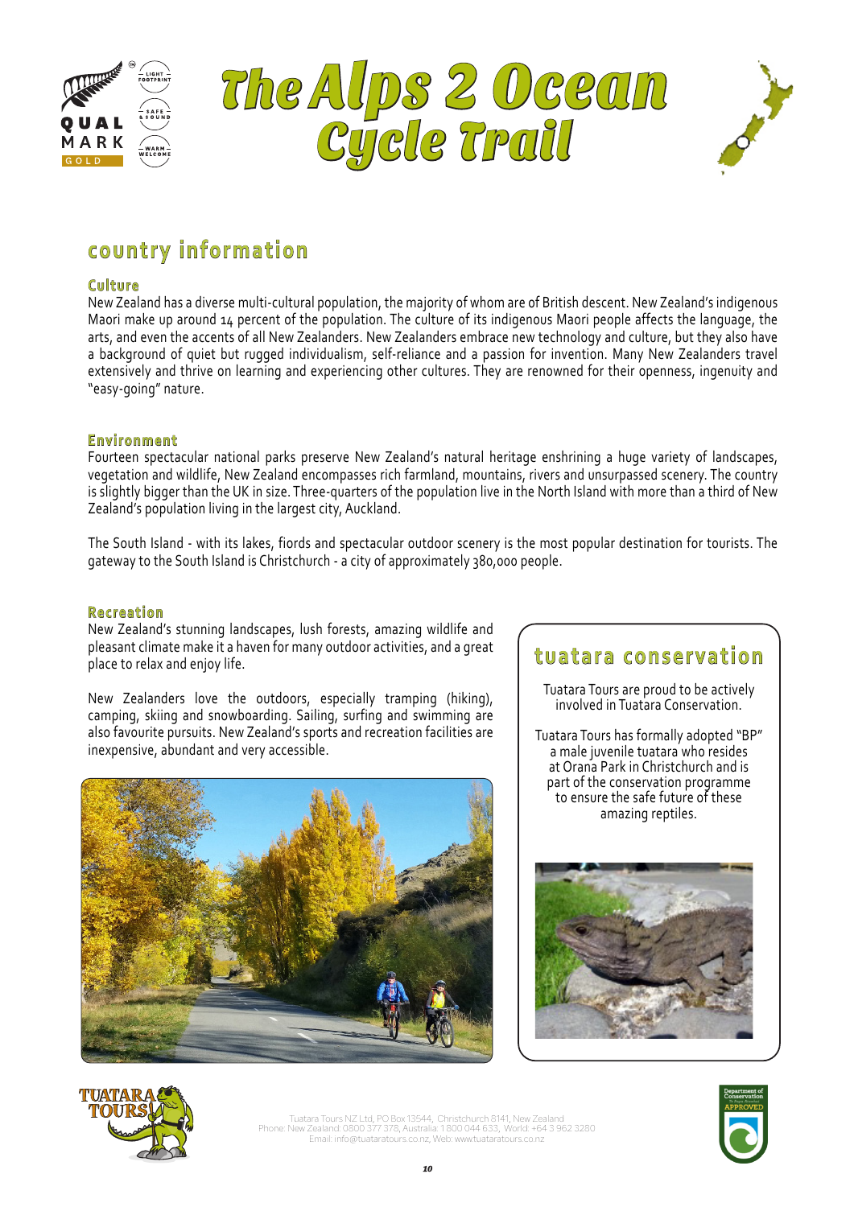# The Alps 2 Ocean Cycle Trail

## country information

### Culture

New Zealand has a diverse multi-cultural population, the majority of whom are of British descent. New Zealand's indigenous Maori make up around 14 percent of the population. The culture of its indigenous Maori people affects the language, the arts, and even the accents of all New Zealanders. New Zealanders embrace new technology and culture, but they also have a background of quiet but rugged individualism, self-reliance and a passion for invention. Many New Zealanders travel extensively and thrive on learning and experiencing other cultures. They are renowned for their openness, ingenuity and "easy-going" nature.

### Environment

Fourteen spectacular national parks preserve New Zealand's natural heritage enshrining a huge variety of landscapes, vegetation and wildlife, New Zealand encompasses rich farmland, mountains, rivers and unsurpassed scenery. The country is slightly bigger than the UK in size. Three-quarters of the population live in the North Island with more than a third of New Zealand's population living in the largest city, Auckland.

The South Island - with its lakes, fiords and spectacular outdoor scenery is the most popular destination for tourists. The gateway to the South Island is Christchurch - a city of approximately 380,000 people.

### Recreation

New Zealand's stunning landscapes, lush forests, amazing wildlife and pleasant climate make it a haven for many outdoor activities, and a great place to relax and enjoy life.

New Zealanders love the outdoors, especially tramping (hiking), camping, skiing and snowboarding. Sailing, surfing and swimming are also favourite pursuits. New Zealand's sports and recreation facilities are inexpensive, abundant and very accessible.

## tuatara conservation

Tuatara Tours are proud to be actively involved in Tuatara Conservation.

Tuatara Tours has formally adopted "BP" a male juvenile tuatara who resides at Orana Park in Christchurch and is part of the conservation programme to ensure the safe future of these amazing reptiles.

Tuatara Tours NZ Ltd, PO Box 13544, Christchurch 8141, New Zealand
Phone: New Zealand: 0800 377 378, Australia: 1 800 044 633, World: +64 3 962 3280
Email: info@tuataratours.co.nz, Web: www.tuataratours.co.nz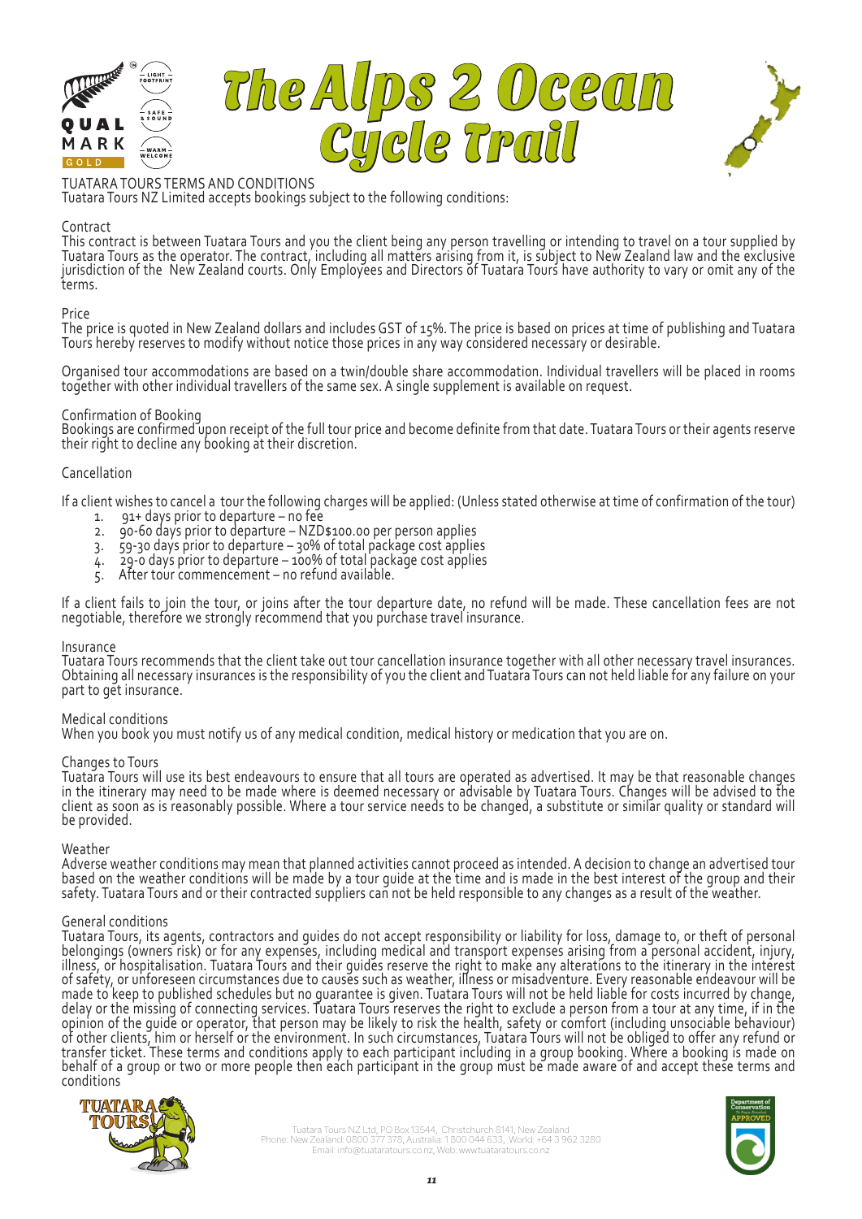# The Alps 2 Ocean Cycle Trail

## TUATARA TOURS TERMS AND CONDITIONS

Tuatara Tours NZ Limited accepts bookings subject to the following conditions:

### Contract

This contract is between Tuatara Tours and you the client being any person travelling or intending to travel on a tour supplied by Tuatara Tours as the operator. The contract, including all matters arising from it, is subject to New Zealand law and the exclusive jurisdiction of the New Zealand courts. Only Employees and Directors of Tuatara Tours have authority to vary or omit any of the terms.

### Price

The price is quoted in New Zealand dollars and includes GST of 15%. The price is based on prices at time of publishing and Tuatara Tours hereby reserves to modify without notice those prices in any way considered necessary or desirable.

Organised tour accommodations are based on a twin/double share accommodation. Individual travellers will be placed in rooms together with other individual travellers of the same sex. A single supplement is available on request.

### Confirmation of Booking

Bookings are confirmed upon receipt of the full tour price and become definite from that date. Tuatara Tours or their agents reserve their right to decline any booking at their discretion.

### Cancellation

If a client wishes to cancel a tour the following charges will be applied: (Unless stated otherwise at time of confirmation of the tour)

1. 91+ days prior to departure – no fee
2. 90-60 days prior to departure – NZD$100.00 per person applies
3. 59-30 days prior to departure – 30% of total package cost applies
4. 29-0 days prior to departure – 100% of total package cost applies
5. After tour commencement – no refund available.

If a client fails to join the tour, or joins after the tour departure date, no refund will be made. These cancellation fees are not negotiable, therefore we strongly recommend that you purchase travel insurance.

### Insurance

Tuatara Tours recommends that the client take out tour cancellation insurance together with all other necessary travel insurances. Obtaining all necessary insurances is the responsibility of you the client and Tuatara Tours can not held liable for any failure on your part to get insurance.

### Medical conditions

When you book you must notify us of any medical condition, medical history or medication that you are on.

### Changes to Tours

Tuatara Tours will use its best endeavours to ensure that all tours are operated as advertised. It may be that reasonable changes in the itinerary may need to be made where is deemed necessary or advisable by Tuatara Tours. Changes will be advised to the client as soon as is reasonably possible. Where a tour service needs to be changed, a substitute or similar quality or standard will be provided.

### Weather

Adverse weather conditions may mean that planned activities cannot proceed as intended. A decision to change an advertised tour based on the weather conditions will be made by a tour guide at the time and is made in the best interest of the group and their safety. Tuatara Tours and or their contracted suppliers can not be held responsible to any changes as a result of the weather.

### General conditions

Tuatara Tours, its agents, contractors and guides do not accept responsibility or liability for loss, damage to, or theft of personal belongings (owners risk) or for any expenses, including medical and transport expenses arising from a personal accident, injury, illness, or hospitalisation. Tuatara Tours and their guides reserve the right to make any alterations to the itinerary in the interest of safety, or unforeseen circumstances due to causes such as weather, illness or misadventure. Every reasonable endeavour will be made to keep to published schedules but no guarantee is given. Tuatara Tours will not be held liable for costs incurred by change, delay or the missing of connecting services. Tuatara Tours reserves the right to exclude a person from a tour at any time, if in the opinion of the guide or operator, that person may be likely to risk the health, safety or comfort (including unsociable behaviour) of other clients, him or herself or the environment. In such circumstances, Tuatara Tours will not be obliged to offer any refund or transfer ticket. These terms and conditions apply to each participant including in a group booking. Where a booking is made on behalf of a group or two or more people then each participant in the group must be made aware of and accept these terms and conditions

Tuatara Tours NZ Ltd, PO Box 13544, Christchurch 8141, New Zealand
Phone: New Zealand: 0800 377 378, Australia: 1 800 044 633, World: +64 3 962 3280
Email: info@tuataratours.co.nz, Web: www.tuataratours.co.nz